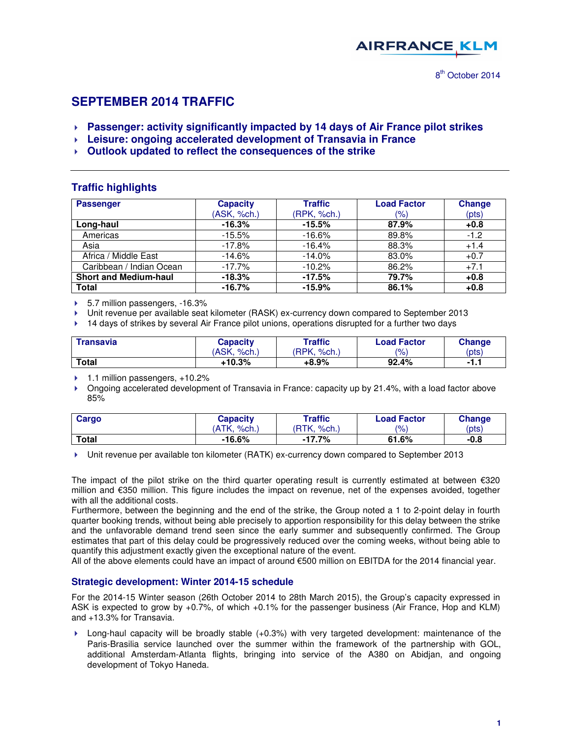AIRFRANCE KLM

8th October 2014

# SEPTEMBER 2014 TRAFFIC

- **Passenger: activity significantly impacted by 14 days of Air France pilot strikes**
- **Leisure: ongoing accelerated development of Transavia in France**
- **Outlook updated to reflect the consequences of the strike**

## Traffic highlights

| Passenger | Capacity (ASK, %ch.) | Traffic (RPK, %ch.) | Load Factor (%) | Change (pts) |
|---|---|---|---|---|
| **Long-haul** | **-16.3%** | **-15.5%** | **87.9%** | **+0.8** |
| Americas | -15.5% | -16.6% | 89.8% | -1.2 |
| Asia | -17.8% | -16.4% | 88.3% | +1.4 |
| Africa / Middle East | -14.6% | -14.0% | 83.0% | +0.7 |
| Caribbean / Indian Ocean | -17.7% | -10.2% | 86.2% | +7.1 |
| **Short and Medium-haul** | **-18.3%** | **-17.5%** | **79.7%** | **+0.8** |
| **Total** | **-16.7%** | **-15.9%** | **86.1%** | **+0.8** |

- 5.7 million passengers, -16.3%
- Unit revenue per available seat kilometer (RASK) ex-currency down compared to September 2013
- 14 days of strikes by several Air France pilot unions, operations disrupted for a further two days

| Transavia | Capacity (ASK, %ch.) | Traffic (RPK, %ch.) | Load Factor (%) | Change (pts) |
|---|---|---|---|---|
| **Total** | **+10.3%** | **+8.9%** | **92.4%** | **-1.1** |

- 1.1 million passengers, +10.2%
- Ongoing accelerated development of Transavia in France: capacity up by 21.4%, with a load factor above 85%

| Cargo | Capacity (ATK, %ch.) | Traffic (RTK, %ch.) | Load Factor (%) | Change (pts) |
|---|---|---|---|---|
| **Total** | **-16.6%** | **-17.7%** | **61.6%** | **-0.8** |

- Unit revenue per available ton kilometer (RATK) ex-currency down compared to September 2013

The impact of the pilot strike on the third quarter operating result is currently estimated at between €320 million and €350 million. This figure includes the impact on revenue, net of the expenses avoided, together with all the additional costs.
Furthermore, between the beginning and the end of the strike, the Group noted a 1 to 2-point delay in fourth quarter booking trends, without being able precisely to apportion responsibility for this delay between the strike and the unfavorable demand trend seen since the early summer and subsequently confirmed. The Group estimates that part of this delay could be progressively reduced over the coming weeks, without being able to quantify this adjustment exactly given the exceptional nature of the event.
All of the above elements could have an impact of around €500 million on EBITDA for the 2014 financial year.

### Strategic development: Winter 2014-15 schedule

For the 2014-15 Winter season (26th October 2014 to 28th March 2015), the Group's capacity expressed in ASK is expected to grow by +0.7%, of which +0.1% for the passenger business (Air France, Hop and KLM) and +13.3% for Transavia.

- Long-haul capacity will be broadly stable (+0.3%) with very targeted development: maintenance of the Paris-Brasilia service launched over the summer within the framework of the partnership with GOL, additional Amsterdam-Atlanta flights, bringing into service of the A380 on Abidjan, and ongoing development of Tokyo Haneda.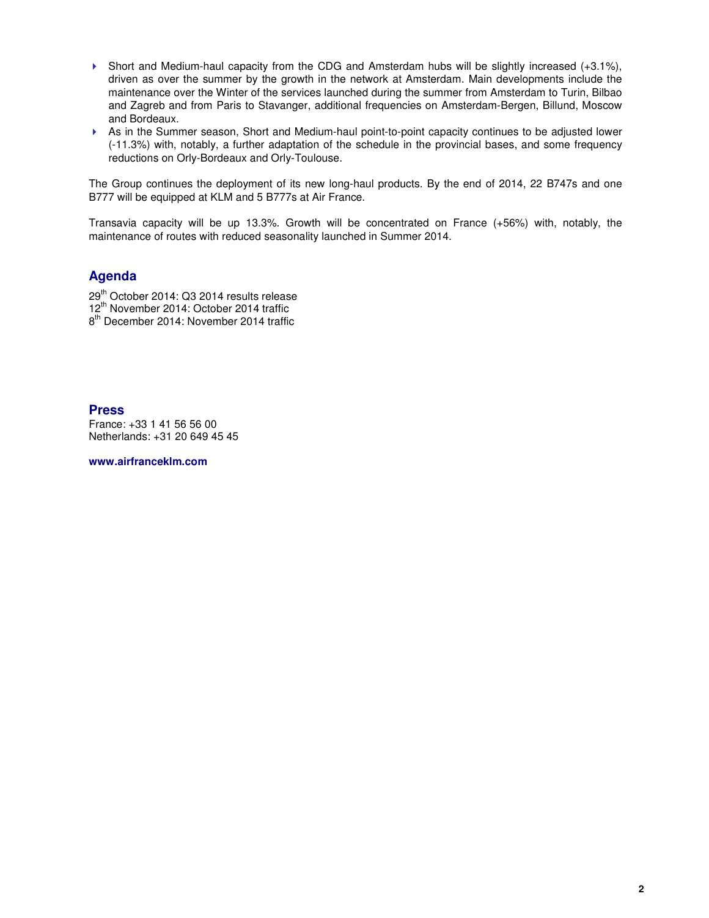- Short and Medium-haul capacity from the CDG and Amsterdam hubs will be slightly increased (+3.1%), driven as over the summer by the growth in the network at Amsterdam. Main developments include the maintenance over the Winter of the services launched during the summer from Amsterdam to Turin, Bilbao and Zagreb and from Paris to Stavanger, additional frequencies on Amsterdam-Bergen, Billund, Moscow and Bordeaux.
- As in the Summer season, Short and Medium-haul point-to-point capacity continues to be adjusted lower (-11.3%) with, notably, a further adaptation of the schedule in the provincial bases, and some frequency reductions on Orly-Bordeaux and Orly-Toulouse.

The Group continues the deployment of its new long-haul products. By the end of 2014, 22 B747s and one B777 will be equipped at KLM and 5 B777s at Air France.

Transavia capacity will be up 13.3%. Growth will be concentrated on France (+56%) with, notably, the maintenance of routes with reduced seasonality launched in Summer 2014.

## Agenda

29th October 2014: Q3 2014 results release
12th November 2014: October 2014 traffic
8th December 2014: November 2014 traffic

## Press

France: +33 1 41 56 56 00
Netherlands: +31 20 649 45 45

**www.airfranceklm.com**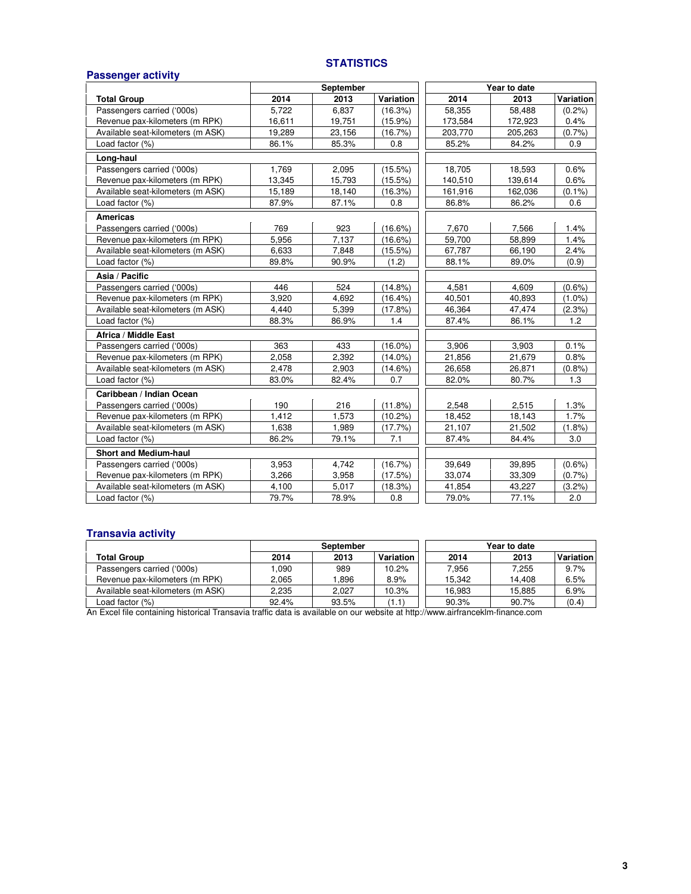# STATISTICS

## Passenger activity

| | September | | | Year to date | | |
|---|---|---|---|---|---|---|
| **Total Group** | **2014** | **2013** | **Variation** | **2014** | **2013** | **Variation** |
| Passengers carried ('000s) | 5,722 | 6,837 | (16.3%) | 58,355 | 58,488 | (0.2%) |
| Revenue pax-kilometers (m RPK) | 16,611 | 19,751 | (15.9%) | 173,584 | 172,923 | 0.4% |
| Available seat-kilometers (m ASK) | 19,289 | 23,156 | (16.7%) | 203,770 | 205,263 | (0.7%) |
| Load factor (%) | 86.1% | 85.3% | 0.8 | 85.2% | 84.2% | 0.9 |
| **Long-haul** | | | | | | |
| Passengers carried ('000s) | 1,769 | 2,095 | (15.5%) | 18,705 | 18,593 | 0.6% |
| Revenue pax-kilometers (m RPK) | 13,345 | 15,793 | (15.5%) | 140,510 | 139,614 | 0.6% |
| Available seat-kilometers (m ASK) | 15,189 | 18,140 | (16.3%) | 161,916 | 162,036 | (0.1%) |
| Load factor (%) | 87.9% | 87.1% | 0.8 | 86.8% | 86.2% | 0.6 |
| **Americas** | | | | | | |
| Passengers carried ('000s) | 769 | 923 | (16.6%) | 7,670 | 7,566 | 1.4% |
| Revenue pax-kilometers (m RPK) | 5,956 | 7,137 | (16.6%) | 59,700 | 58,899 | 1.4% |
| Available seat-kilometers (m ASK) | 6,633 | 7,848 | (15.5%) | 67,787 | 66,190 | 2.4% |
| Load factor (%) | 89.8% | 90.9% | (1.2) | 88.1% | 89.0% | (0.9) |
| **Asia / Pacific** | | | | | | |
| Passengers carried ('000s) | 446 | 524 | (14.8%) | 4,581 | 4,609 | (0.6%) |
| Revenue pax-kilometers (m RPK) | 3,920 | 4,692 | (16.4%) | 40,501 | 40,893 | (1.0%) |
| Available seat-kilometers (m ASK) | 4,440 | 5,399 | (17.8%) | 46,364 | 47,474 | (2.3%) |
| Load factor (%) | 88.3% | 86.9% | 1.4 | 87.4% | 86.1% | 1.2 |
| **Africa / Middle East** | | | | | | |
| Passengers carried ('000s) | 363 | 433 | (16.0%) | 3,906 | 3,903 | 0.1% |
| Revenue pax-kilometers (m RPK) | 2,058 | 2,392 | (14.0%) | 21,856 | 21,679 | 0.8% |
| Available seat-kilometers (m ASK) | 2,478 | 2,903 | (14.6%) | 26,658 | 26,871 | (0.8%) |
| Load factor (%) | 83.0% | 82.4% | 0.7 | 82.0% | 80.7% | 1.3 |
| **Caribbean / Indian Ocean** | | | | | | |
| Passengers carried ('000s) | 190 | 216 | (11.8%) | 2,548 | 2,515 | 1.3% |
| Revenue pax-kilometers (m RPK) | 1,412 | 1,573 | (10.2%) | 18,452 | 18,143 | 1.7% |
| Available seat-kilometers (m ASK) | 1,638 | 1,989 | (17.7%) | 21,107 | 21,502 | (1.8%) |
| Load factor (%) | 86.2% | 79.1% | 7.1 | 87.4% | 84.4% | 3.0 |
| **Short and Medium-haul** | | | | | | |
| Passengers carried ('000s) | 3,953 | 4,742 | (16.7%) | 39,649 | 39,895 | (0.6%) |
| Revenue pax-kilometers (m RPK) | 3,266 | 3,958 | (17.5%) | 33,074 | 33,309 | (0.7%) |
| Available seat-kilometers (m ASK) | 4,100 | 5,017 | (18.3%) | 41,854 | 43,227 | (3.2%) |
| Load factor (%) | 79.7% | 78.9% | 0.8 | 79.0% | 77.1% | 2.0 |

## Transavia activity

| | September | | | Year to date | | |
|---|---|---|---|---|---|---|
| **Total Group** | **2014** | **2013** | **Variation** | **2014** | **2013** | **Variation** |
| Passengers carried ('000s) | 1,090 | 989 | 10.2% | 7,956 | 7,255 | 9.7% |
| Revenue pax-kilometers (m RPK) | 2,065 | 1,896 | 8.9% | 15,342 | 14,408 | 6.5% |
| Available seat-kilometers (m ASK) | 2,235 | 2,027 | 10.3% | 16,983 | 15,885 | 6.9% |
| Load factor (%) | 92.4% | 93.5% | (1.1) | 90.3% | 90.7% | (0.4) |

An Excel file containing historical Transavia traffic data is available on our website at http://www.airfranceklm-finance.com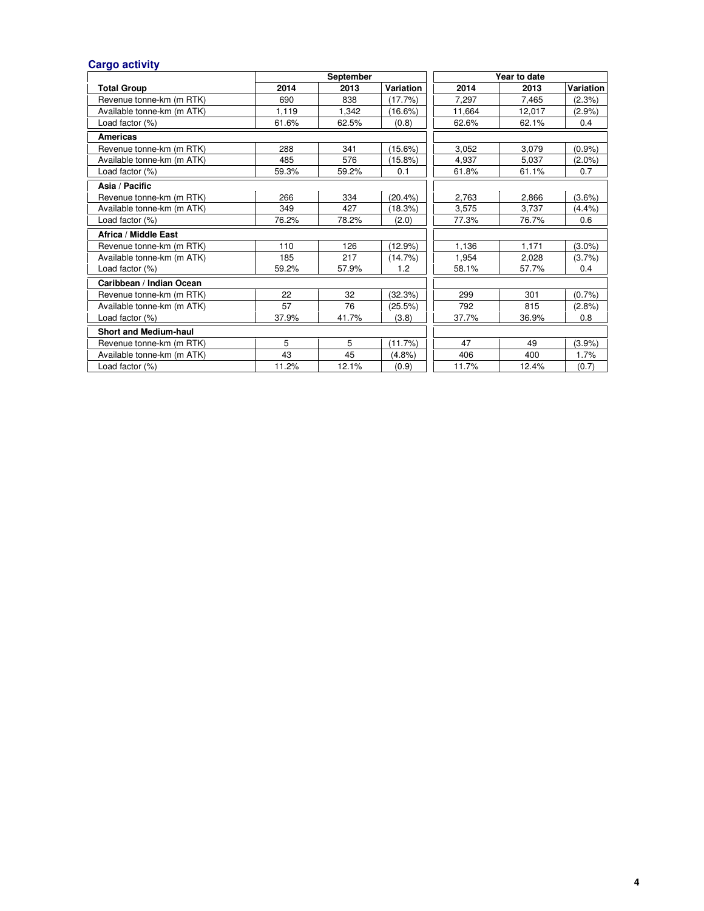## Cargo activity

| | September | | | Year to date | | |
|---|---|---|---|---|---|---|
| **Total Group** | **2014** | **2013** | **Variation** | **2014** | **2013** | **Variation** |
| Revenue tonne-km (m RTK) | 690 | 838 | (17.7%) | 7,297 | 7,465 | (2.3%) |
| Available tonne-km (m ATK) | 1,119 | 1,342 | (16.6%) | 11,664 | 12,017 | (2.9%) |
| Load factor (%) | 61.6% | 62.5% | (0.8) | 62.6% | 62.1% | 0.4 |
| **Americas** | | | | | | |
| Revenue tonne-km (m RTK) | 288 | 341 | (15.6%) | 3,052 | 3,079 | (0.9%) |
| Available tonne-km (m ATK) | 485 | 576 | (15.8%) | 4,937 | 5,037 | (2.0%) |
| Load factor (%) | 59.3% | 59.2% | 0.1 | 61.8% | 61.1% | 0.7 |
| **Asia / Pacific** | | | | | | |
| Revenue tonne-km (m RTK) | 266 | 334 | (20.4%) | 2,763 | 2,866 | (3.6%) |
| Available tonne-km (m ATK) | 349 | 427 | (18.3%) | 3,575 | 3,737 | (4.4%) |
| Load factor (%) | 76.2% | 78.2% | (2.0) | 77.3% | 76.7% | 0.6 |
| **Africa / Middle East** | | | | | | |
| Revenue tonne-km (m RTK) | 110 | 126 | (12.9%) | 1,136 | 1,171 | (3.0%) |
| Available tonne-km (m ATK) | 185 | 217 | (14.7%) | 1,954 | 2,028 | (3.7%) |
| Load factor (%) | 59.2% | 57.9% | 1.2 | 58.1% | 57.7% | 0.4 |
| **Caribbean / Indian Ocean** | | | | | | |
| Revenue tonne-km (m RTK) | 22 | 32 | (32.3%) | 299 | 301 | (0.7%) |
| Available tonne-km (m ATK) | 57 | 76 | (25.5%) | 792 | 815 | (2.8%) |
| Load factor (%) | 37.9% | 41.7% | (3.8) | 37.7% | 36.9% | 0.8 |
| **Short and Medium-haul** | | | | | | |
| Revenue tonne-km (m RTK) | 5 | 5 | (11.7%) | 47 | 49 | (3.9%) |
| Available tonne-km (m ATK) | 43 | 45 | (4.8%) | 406 | 400 | 1.7% |
| Load factor (%) | 11.2% | 12.1% | (0.9) | 11.7% | 12.4% | (0.7) |